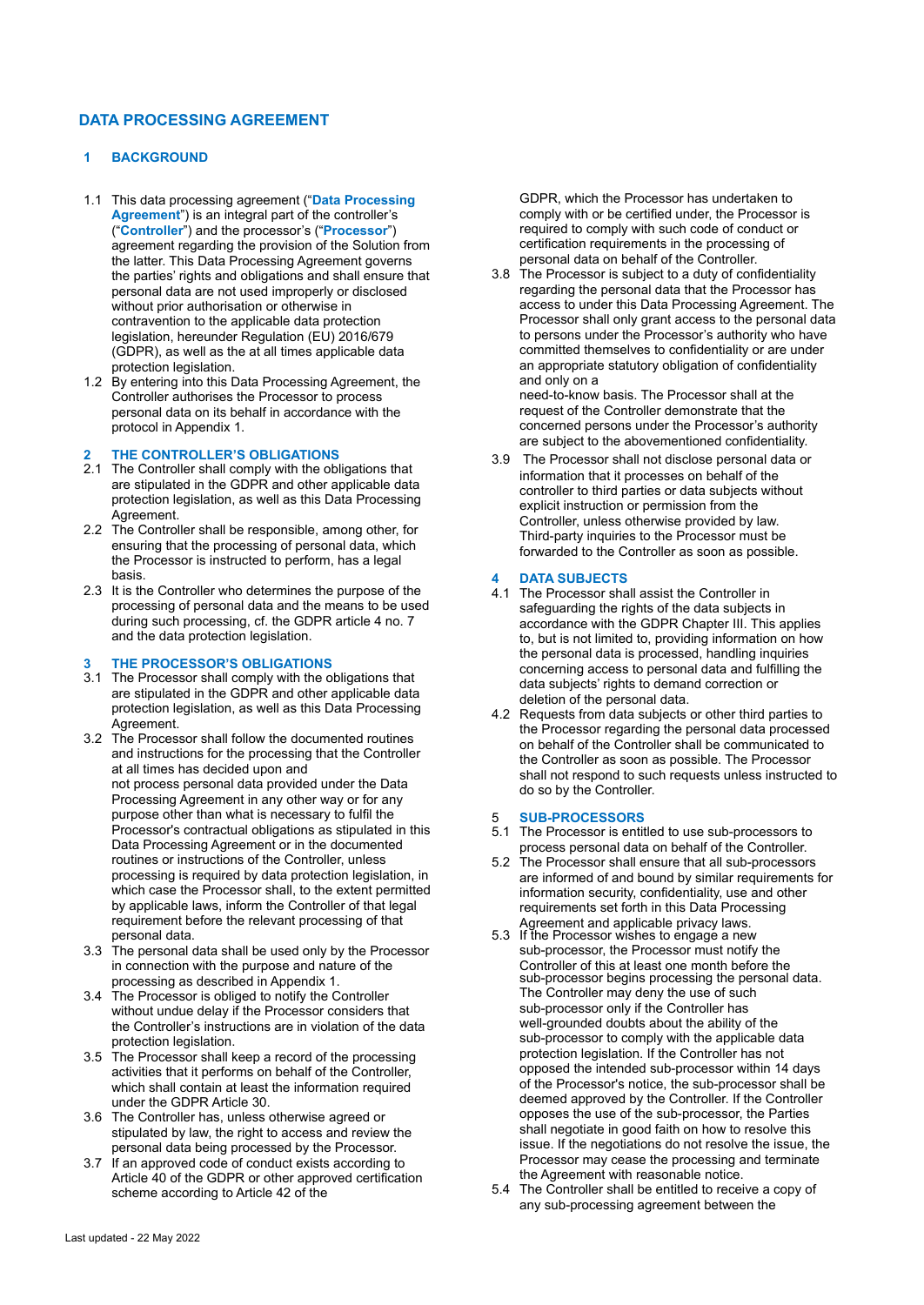# DATA PROCESSING AGREEMENT

## 1 BACKGROUND

1.1 This data processing agreement ("**Data Processing Agreement**") is an integral part of the controller's ("**Controller**") and the processor's ("**Processor**") agreement regarding the provision of the Solution from the latter. This Data Processing Agreement governs the parties' rights and obligations and shall ensure that personal data are not used improperly or disclosed without prior authorisation or otherwise in contravention to the applicable data protection legislation, hereunder Regulation (EU) 2016/679 (GDPR), as well as the at all times applicable data protection legislation.

1.2 By entering into this Data Processing Agreement, the Controller authorises the Processor to process personal data on its behalf in accordance with the protocol in Appendix 1.

## 2 THE CONTROLLER'S OBLIGATIONS

2.1 The Controller shall comply with the obligations that are stipulated in the GDPR and other applicable data protection legislation, as well as this Data Processing Agreement.

2.2 The Controller shall be responsible, among other, for ensuring that the processing of personal data, which the Processor is instructed to perform, has a legal basis.

2.3 It is the Controller who determines the purpose of the processing of personal data and the means to be used during such processing, cf. the GDPR article 4 no. 7 and the data protection legislation.

## 3 THE PROCESSOR'S OBLIGATIONS

3.1 The Processor shall comply with the obligations that are stipulated in the GDPR and other applicable data protection legislation, as well as this Data Processing Agreement.

3.2 The Processor shall follow the documented routines and instructions for the processing that the Controller at all times has decided upon and not process personal data provided under the Data Processing Agreement in any other way or for any purpose other than what is necessary to fulfil the Processor's contractual obligations as stipulated in this Data Processing Agreement or in the documented routines or instructions of the Controller, unless processing is required by data protection legislation, in which case the Processor shall, to the extent permitted by applicable laws, inform the Controller of that legal requirement before the relevant processing of that personal data.

3.3 The personal data shall be used only by the Processor in connection with the purpose and nature of the processing as described in Appendix 1.

3.4 The Processor is obliged to notify the Controller without undue delay if the Processor considers that the Controller's instructions are in violation of the data protection legislation.

3.5 The Processor shall keep a record of the processing activities that it performs on behalf of the Controller, which shall contain at least the information required under the GDPR Article 30.

3.6 The Controller has, unless otherwise agreed or stipulated by law, the right to access and review the personal data being processed by the Processor.

3.7 If an approved code of conduct exists according to Article 40 of the GDPR or other approved certification scheme according to Article 42 of the GDPR, which the Processor has undertaken to comply with or be certified under, the Processor is required to comply with such code of conduct or certification requirements in the processing of personal data on behalf of the Controller.

3.8 The Processor is subject to a duty of confidentiality regarding the personal data that the Processor has access to under this Data Processing Agreement. The Processor shall only grant access to the personal data to persons under the Processor's authority who have committed themselves to confidentiality or are under an appropriate statutory obligation of confidentiality and only on a need-to-know basis. The Processor shall at the request of the Controller demonstrate that the concerned persons under the Processor's authority are subject to the abovementioned confidentiality.

3.9 The Processor shall not disclose personal data or information that it processes on behalf of the controller to third parties or data subjects without explicit instruction or permission from the Controller, unless otherwise provided by law. Third-party inquiries to the Processor must be forwarded to the Controller as soon as possible.

## 4 DATA SUBJECTS

4.1 The Processor shall assist the Controller in safeguarding the rights of the data subjects in accordance with the GDPR Chapter III. This applies to, but is not limited to, providing information on how the personal data is processed, handling inquiries concerning access to personal data and fulfilling the data subjects' rights to demand correction or deletion of the personal data.

4.2 Requests from data subjects or other third parties to the Processor regarding the personal data processed on behalf of the Controller shall be communicated to the Controller as soon as possible. The Processor shall not respond to such requests unless instructed to do so by the Controller.

## 5 SUB-PROCESSORS

5.1 The Processor is entitled to use sub-processors to process personal data on behalf of the Controller.

5.2 The Processor shall ensure that all sub-processors are informed of and bound by similar requirements for information security, confidentiality, use and other requirements set forth in this Data Processing Agreement and applicable privacy laws.

5.3 If the Processor wishes to engage a new sub-processor, the Processor must notify the Controller of this at least one month before the sub-processor begins processing the personal data. The Controller may deny the use of such sub-processor only if the Controller has well-grounded doubts about the ability of the sub-processor to comply with the applicable data protection legislation. If the Controller has not opposed the intended sub-processor within 14 days of the Processor's notice, the sub-processor shall be deemed approved by the Controller. If the Controller opposes the use of the sub-processor, the Parties shall negotiate in good faith on how to resolve this issue. If the negotiations do not resolve the issue, the Processor may cease the processing and terminate the Agreement with reasonable notice.

5.4 The Controller shall be entitled to receive a copy of any sub-processing agreement between the

Last updated - 22 May 2022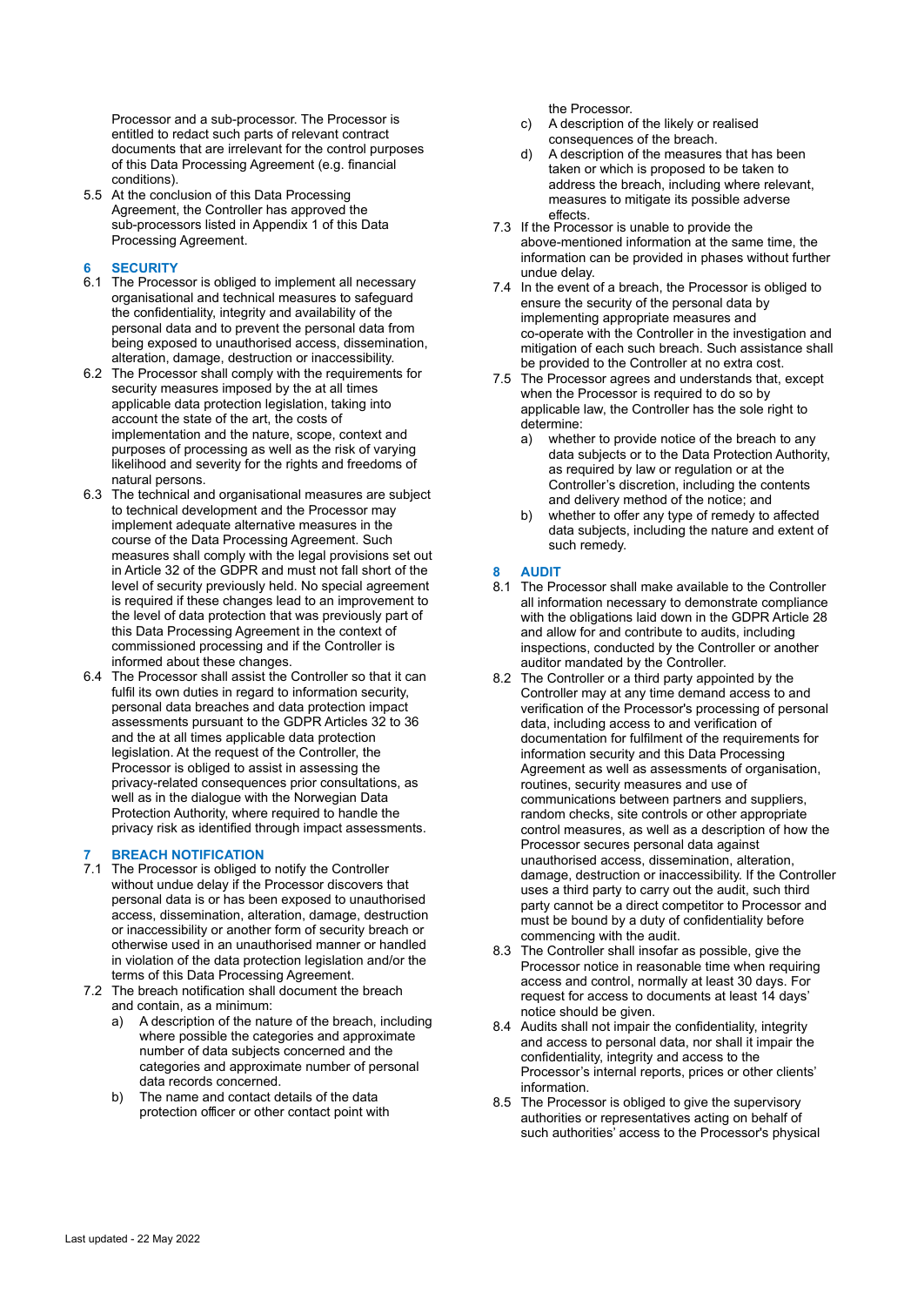Processor and a sub-processor. The Processor is entitled to redact such parts of relevant contract documents that are irrelevant for the control purposes of this Data Processing Agreement (e.g. financial conditions).

5.5 At the conclusion of this Data Processing Agreement, the Controller has approved the sub-processors listed in Appendix 1 of this Data Processing Agreement.

## 6 SECURITY

6.1 The Processor is obliged to implement all necessary organisational and technical measures to safeguard the confidentiality, integrity and availability of the personal data and to prevent the personal data from being exposed to unauthorised access, dissemination, alteration, damage, destruction or inaccessibility.

6.2 The Processor shall comply with the requirements for security measures imposed by the at all times applicable data protection legislation, taking into account the state of the art, the costs of implementation and the nature, scope, context and purposes of processing as well as the risk of varying likelihood and severity for the rights and freedoms of natural persons.

6.3 The technical and organisational measures are subject to technical development and the Processor may implement adequate alternative measures in the course of the Data Processing Agreement. Such measures shall comply with the legal provisions set out in Article 32 of the GDPR and must not fall short of the level of security previously held. No special agreement is required if these changes lead to an improvement to the level of data protection that was previously part of this Data Processing Agreement in the context of commissioned processing and if the Controller is informed about these changes.

6.4 The Processor shall assist the Controller so that it can fulfil its own duties in regard to information security, personal data breaches and data protection impact assessments pursuant to the GDPR Articles 32 to 36 and the at all times applicable data protection legislation. At the request of the Controller, the Processor is obliged to assist in assessing the privacy-related consequences prior consultations, as well as in the dialogue with the Norwegian Data Protection Authority, where required to handle the privacy risk as identified through impact assessments.

## 7 BREACH NOTIFICATION

7.1 The Processor is obliged to notify the Controller without undue delay if the Processor discovers that personal data is or has been exposed to unauthorised access, dissemination, alteration, damage, destruction or inaccessibility or another form of security breach or otherwise used in an unauthorised manner or handled in violation of the data protection legislation and/or the terms of this Data Processing Agreement.

7.2 The breach notification shall document the breach and contain, as a minimum:

a) A description of the nature of the breach, including where possible the categories and approximate number of data subjects concerned and the categories and approximate number of personal data records concerned.

b) The name and contact details of the data protection officer or other contact point with the Processor.

c) A description of the likely or realised consequences of the breach.

d) A description of the measures that has been taken or which is proposed to be taken to address the breach, including where relevant, measures to mitigate its possible adverse effects.

7.3 If the Processor is unable to provide the above-mentioned information at the same time, the information can be provided in phases without further undue delay.

7.4 In the event of a breach, the Processor is obliged to ensure the security of the personal data by implementing appropriate measures and co-operate with the Controller in the investigation and mitigation of each such breach. Such assistance shall be provided to the Controller at no extra cost.

7.5 The Processor agrees and understands that, except when the Processor is required to do so by applicable law, the Controller has the sole right to determine:

a) whether to provide notice of the breach to any data subjects or to the Data Protection Authority, as required by law or regulation or at the Controller's discretion, including the contents and delivery method of the notice; and

b) whether to offer any type of remedy to affected data subjects, including the nature and extent of such remedy.

## 8 AUDIT

8.1 The Processor shall make available to the Controller all information necessary to demonstrate compliance with the obligations laid down in the GDPR Article 28 and allow for and contribute to audits, including inspections, conducted by the Controller or another auditor mandated by the Controller.

8.2 The Controller or a third party appointed by the Controller may at any time demand access to and verification of the Processor's processing of personal data, including access to and verification of documentation for fulfilment of the requirements for information security and this Data Processing Agreement as well as assessments of organisation, routines, security measures and use of communications between partners and suppliers, random checks, site controls or other appropriate control measures, as well as a description of how the Processor secures personal data against unauthorised access, dissemination, alteration, damage, destruction or inaccessibility. If the Controller uses a third party to carry out the audit, such third party cannot be a direct competitor to Processor and must be bound by a duty of confidentiality before commencing with the audit.

8.3 The Controller shall insofar as possible, give the Processor notice in reasonable time when requiring access and control, normally at least 30 days. For request for access to documents at least 14 days' notice should be given.

8.4 Audits shall not impair the confidentiality, integrity and access to personal data, nor shall it impair the confidentiality, integrity and access to the Processor's internal reports, prices or other clients' information.

8.5 The Processor is obliged to give the supervisory authorities or representatives acting on behalf of such authorities' access to the Processor's physical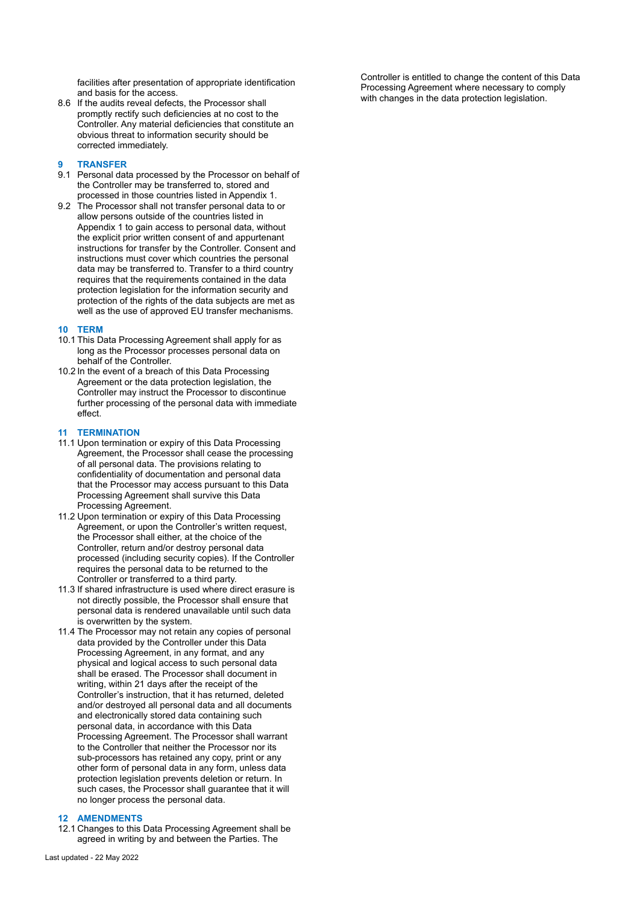facilities after presentation of appropriate identification and basis for the access.

8.6 If the audits reveal defects, the Processor shall promptly rectify such deficiencies at no cost to the Controller. Any material deficiencies that constitute an obvious threat to information security should be corrected immediately.

## 9 TRANSFER

9.1 Personal data processed by the Processor on behalf of the Controller may be transferred to, stored and processed in those countries listed in Appendix 1.

9.2 The Processor shall not transfer personal data to or allow persons outside of the countries listed in Appendix 1 to gain access to personal data, without the explicit prior written consent of and appurtenant instructions for transfer by the Controller. Consent and instructions must cover which countries the personal data may be transferred to. Transfer to a third country requires that the requirements contained in the data protection legislation for the information security and protection of the rights of the data subjects are met as well as the use of approved EU transfer mechanisms.

## 10 TERM

10.1 This Data Processing Agreement shall apply for as long as the Processor processes personal data on behalf of the Controller.

10.2 In the event of a breach of this Data Processing Agreement or the data protection legislation, the Controller may instruct the Processor to discontinue further processing of the personal data with immediate effect.

## 11 TERMINATION

11.1 Upon termination or expiry of this Data Processing Agreement, the Processor shall cease the processing of all personal data. The provisions relating to confidentiality of documentation and personal data that the Processor may access pursuant to this Data Processing Agreement shall survive this Data Processing Agreement.

11.2 Upon termination or expiry of this Data Processing Agreement, or upon the Controller's written request, the Processor shall either, at the choice of the Controller, return and/or destroy personal data processed (including security copies). If the Controller requires the personal data to be returned to the Controller or transferred to a third party.

11.3 If shared infrastructure is used where direct erasure is not directly possible, the Processor shall ensure that personal data is rendered unavailable until such data is overwritten by the system.

11.4 The Processor may not retain any copies of personal data provided by the Controller under this Data Processing Agreement, in any format, and any physical and logical access to such personal data shall be erased. The Processor shall document in writing, within 21 days after the receipt of the Controller's instruction, that it has returned, deleted and/or destroyed all personal data and all documents and electronically stored data containing such personal data, in accordance with this Data Processing Agreement. The Processor shall warrant to the Controller that neither the Processor nor its sub-processors has retained any copy, print or any other form of personal data in any form, unless data protection legislation prevents deletion or return. In such cases, the Processor shall guarantee that it will no longer process the personal data.

## 12 AMENDMENTS

12.1 Changes to this Data Processing Agreement shall be agreed in writing by and between the Parties. The Controller is entitled to change the content of this Data Processing Agreement where necessary to comply with changes in the data protection legislation.

Last updated - 22 May 2022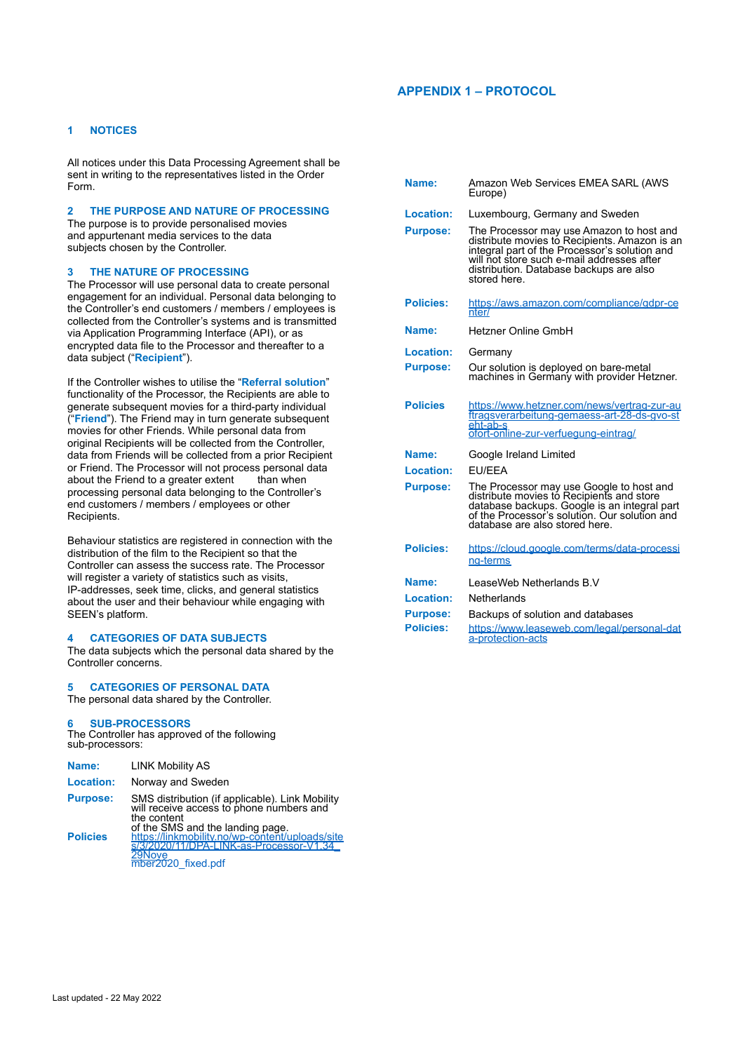# APPENDIX 1 – PROTOCOL

## 1 NOTICES

All notices under this Data Processing Agreement shall be sent in writing to the representatives listed in the Order Form.

## 2 THE PURPOSE AND NATURE OF PROCESSING

The purpose is to provide personalised movies and appurtenant media services to the data subjects chosen by the Controller.

## 3 THE NATURE OF PROCESSING

The Processor will use personal data to create personal engagement for an individual. Personal data belonging to the Controller's end customers / members / employees is collected from the Controller's systems and is transmitted via Application Programming Interface (API), or as encrypted data file to the Processor and thereafter to a data subject ("**Recipient**").

If the Controller wishes to utilise the "**Referral solution**" functionality of the Processor, the Recipients are able to generate subsequent movies for a third-party individual ("**Friend**"). The Friend may in turn generate subsequent movies for other Friends. While personal data from original Recipients will be collected from the Controller, data from Friends will be collected from a prior Recipient or Friend. The Processor will not process personal data about the Friend to a greater extent than when processing personal data belonging to the Controller's end customers / members / employees or other Recipients.

Behaviour statistics are registered in connection with the distribution of the film to the Recipient so that the Controller can assess the success rate. The Processor will register a variety of statistics such as visits, IP-addresses, seek time, clicks, and general statistics about the user and their behaviour while engaging with SEEN's platform.

## 4 CATEGORIES OF DATA SUBJECTS

The data subjects which the personal data shared by the Controller concerns.

## 5 CATEGORIES OF PERSONAL DATA

The personal data shared by the Controller.

## 6 SUB-PROCESSORS

The Controller has approved of the following sub-processors:

**Name:** LINK Mobility AS
**Location:** Norway and Sweden
**Purpose:** SMS distribution (if applicable). Link Mobility will receive access to phone numbers and the content of the SMS and the landing page.
**Policies** https://linkmobility.no/wp-content/uploads/sites/3/2020/11/DPA-LINK-as-Processor-V1.34_29November2020_fixed.pdf

**Name:** Amazon Web Services EMEA SARL (AWS Europe)
**Location:** Luxembourg, Germany and Sweden
**Purpose:** The Processor may use Amazon to host and distribute movies to Recipients. Amazon is an integral part of the Processor's solution and will not store such e-mail addresses after distribution. Database backups are also stored here.
**Policies:** https://aws.amazon.com/compliance/gdpr-center/

**Name:** Hetzner Online GmbH
**Location:** Germany
**Purpose:** Our solution is deployed on bare-metal machines in Germany with provider Hetzner.
**Policies** https://www.hetzner.com/news/vertrag-zur-auftragsverarbeitung-gemaess-art-28-ds-gvo-steht-ab-sofort-online-zur-verfuegung-eintrag/

**Name:** Google Ireland Limited
**Location:** EU/EEA
**Purpose:** The Processor may use Google to host and distribute movies to Recipients and store database backups. Google is an integral part of the Processor's solution. Our solution and database are also stored here.
**Policies:** https://cloud.google.com/terms/data-processing-terms

**Name:** LeaseWeb Netherlands B.V
**Location:** Netherlands
**Purpose:** Backups of solution and databases
**Policies:** https://www.leaseweb.com/legal/personal-data-protection-acts

Last updated - 22 May 2022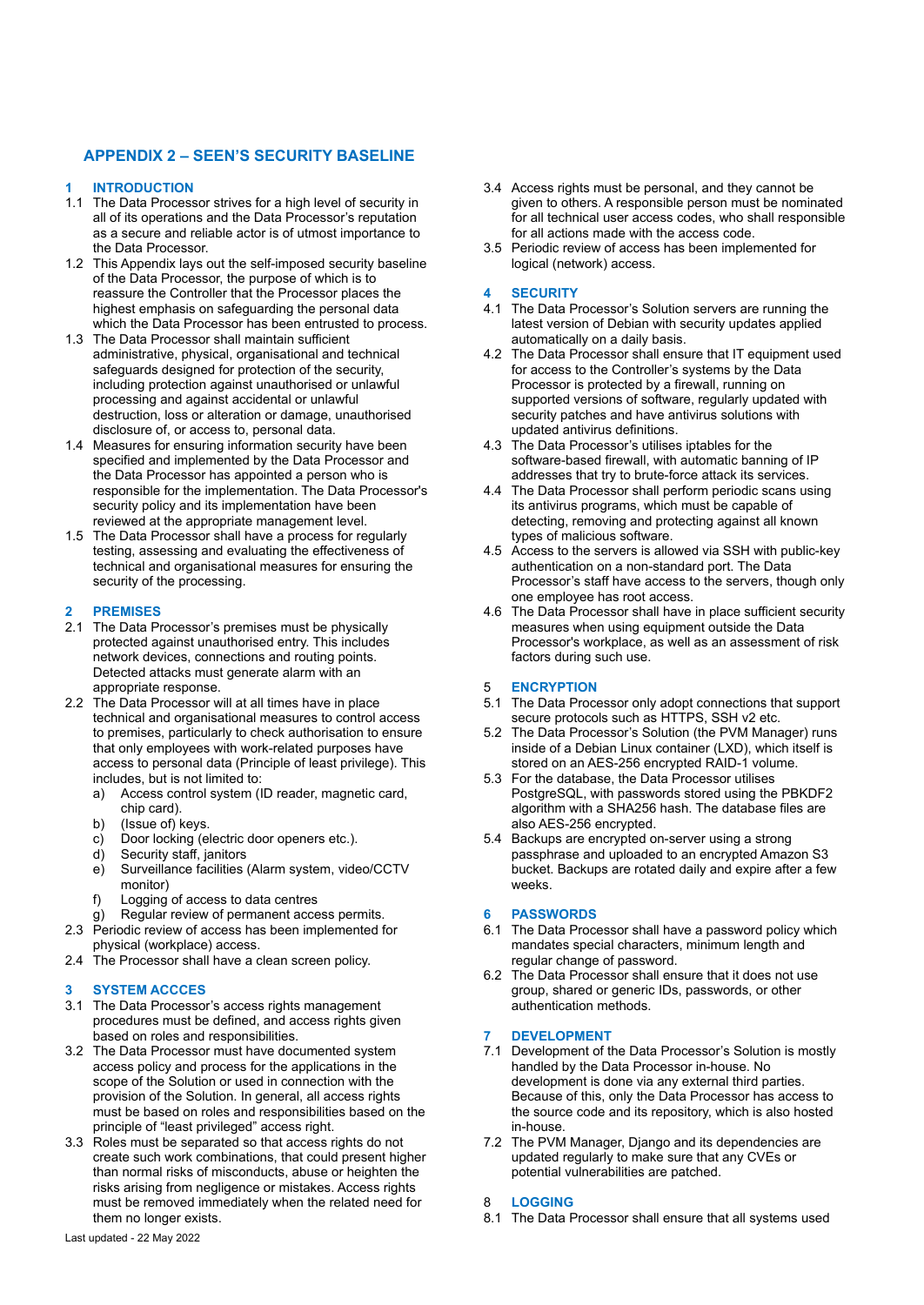## APPENDIX 2 – SEEN'S SECURITY BASELINE

### 1 INTRODUCTION

1.1 The Data Processor strives for a high level of security in all of its operations and the Data Processor's reputation as a secure and reliable actor is of utmost importance to the Data Processor.

1.2 This Appendix lays out the self-imposed security baseline of the Data Processor, the purpose of which is to reassure the Controller that the Processor places the highest emphasis on safeguarding the personal data which the Data Processor has been entrusted to process.

1.3 The Data Processor shall maintain sufficient administrative, physical, organisational and technical safeguards designed for protection of the security, including protection against unauthorised or unlawful processing and against accidental or unlawful destruction, loss or alteration or damage, unauthorised disclosure of, or access to, personal data.

1.4 Measures for ensuring information security have been specified and implemented by the Data Processor and the Data Processor has appointed a person who is responsible for the implementation. The Data Processor's security policy and its implementation have been reviewed at the appropriate management level.

1.5 The Data Processor shall have a process for regularly testing, assessing and evaluating the effectiveness of technical and organisational measures for ensuring the security of the processing.

### 2 PREMISES

2.1 The Data Processor's premises must be physically protected against unauthorised entry. This includes network devices, connections and routing points. Detected attacks must generate alarm with an appropriate response.

2.2 The Data Processor will at all times have in place technical and organisational measures to control access to premises, particularly to check authorisation to ensure that only employees with work-related purposes have access to personal data (Principle of least privilege). This includes, but is not limited to:

a) Access control system (ID reader, magnetic card, chip card).
b) (Issue of) keys.
c) Door locking (electric door openers etc.).
d) Security staff, janitors
e) Surveillance facilities (Alarm system, video/CCTV monitor)
f) Logging of access to data centres
g) Regular review of permanent access permits.

2.3 Periodic review of access has been implemented for physical (workplace) access.

2.4 The Processor shall have a clean screen policy.

### 3 SYSTEM ACCCES

3.1 The Data Processor's access rights management procedures must be defined, and access rights given based on roles and responsibilities.

3.2 The Data Processor must have documented system access policy and process for the applications in the scope of the Solution or used in connection with the provision of the Solution. In general, all access rights must be based on roles and responsibilities based on the principle of "least privileged" access right.

3.3 Roles must be separated so that access rights do not create such work combinations, that could present higher than normal risks of misconducts, abuse or heighten the risks arising from negligence or mistakes. Access rights must be removed immediately when the related need for them no longer exists.

3.4 Access rights must be personal, and they cannot be given to others. A responsible person must be nominated for all technical user access codes, who shall responsible for all actions made with the access code.

3.5 Periodic review of access has been implemented for logical (network) access.

### 4 SECURITY

4.1 The Data Processor's Solution servers are running the latest version of Debian with security updates applied automatically on a daily basis.

4.2 The Data Processor shall ensure that IT equipment used for access to the Controller's systems by the Data Processor is protected by a firewall, running on supported versions of software, regularly updated with security patches and have antivirus solutions with updated antivirus definitions.

4.3 The Data Processor's utilises iptables for the software-based firewall, with automatic banning of IP addresses that try to brute-force attack its services.

4.4 The Data Processor shall perform periodic scans using its antivirus programs, which must be capable of detecting, removing and protecting against all known types of malicious software.

4.5 Access to the servers is allowed via SSH with public-key authentication on a non-standard port. The Data Processor's staff have access to the servers, though only one employee has root access.

4.6 The Data Processor shall have in place sufficient security measures when using equipment outside the Data Processor's workplace, as well as an assessment of risk factors during such use.

### 5 ENCRYPTION

5.1 The Data Processor only adopt connections that support secure protocols such as HTTPS, SSH v2 etc.

5.2 The Data Processor's Solution (the PVM Manager) runs inside of a Debian Linux container (LXD), which itself is stored on an AES-256 encrypted RAID-1 volume.

5.3 For the database, the Data Processor utilises PostgreSQL, with passwords stored using the PBKDF2 algorithm with a SHA256 hash. The database files are also AES-256 encrypted.

5.4 Backups are encrypted on-server using a strong passphrase and uploaded to an encrypted Amazon S3 bucket. Backups are rotated daily and expire after a few weeks.

### 6 PASSWORDS

6.1 The Data Processor shall have a password policy which mandates special characters, minimum length and regular change of password.

6.2 The Data Processor shall ensure that it does not use group, shared or generic IDs, passwords, or other authentication methods.

### 7 DEVELOPMENT

7.1 Development of the Data Processor's Solution is mostly handled by the Data Processor in-house. No development is done via any external third parties. Because of this, only the Data Processor has access to the source code and its repository, which is also hosted in-house.

7.2 The PVM Manager, Django and its dependencies are updated regularly to make sure that any CVEs or potential vulnerabilities are patched.

### 8 LOGGING

8.1 The Data Processor shall ensure that all systems used

Last updated - 22 May 2022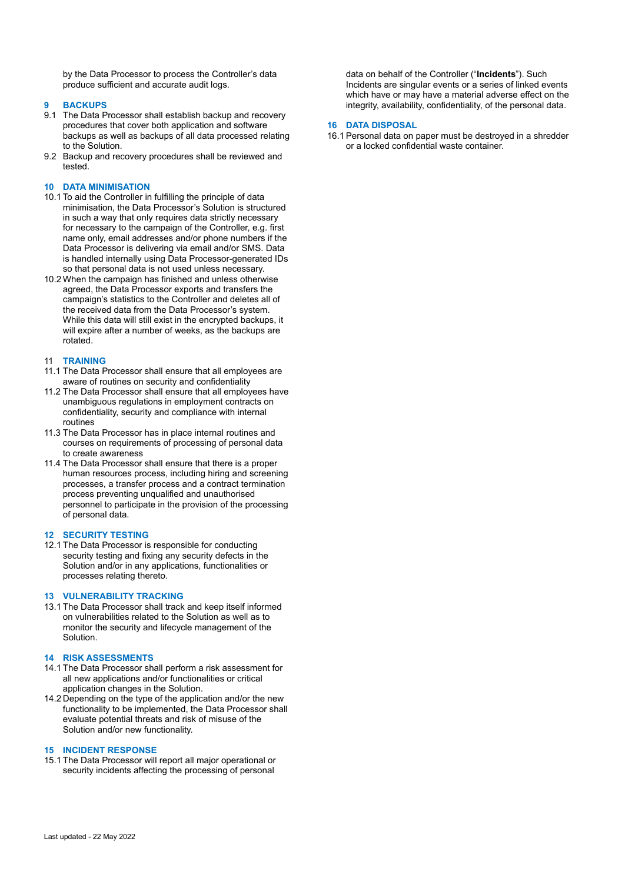by the Data Processor to process the Controller's data produce sufficient and accurate audit logs.

## 9 BACKUPS

9.1 The Data Processor shall establish backup and recovery procedures that cover both application and software backups as well as backups of all data processed relating to the Solution.

9.2 Backup and recovery procedures shall be reviewed and tested.

## 10 DATA MINIMISATION

10.1 To aid the Controller in fulfilling the principle of data minimisation, the Data Processor's Solution is structured in such a way that only requires data strictly necessary for necessary to the campaign of the Controller, e.g. first name only, email addresses and/or phone numbers if the Data Processor is delivering via email and/or SMS. Data is handled internally using Data Processor-generated IDs so that personal data is not used unless necessary.

10.2 When the campaign has finished and unless otherwise agreed, the Data Processor exports and transfers the campaign's statistics to the Controller and deletes all of the received data from the Data Processor's system. While this data will still exist in the encrypted backups, it will expire after a number of weeks, as the backups are rotated.

## 11 TRAINING

11.1 The Data Processor shall ensure that all employees are aware of routines on security and confidentiality

11.2 The Data Processor shall ensure that all employees have unambiguous regulations in employment contracts on confidentiality, security and compliance with internal routines

11.3 The Data Processor has in place internal routines and courses on requirements of processing of personal data to create awareness

11.4 The Data Processor shall ensure that there is a proper human resources process, including hiring and screening processes, a transfer process and a contract termination process preventing unqualified and unauthorised personnel to participate in the provision of the processing of personal data.

## 12 SECURITY TESTING

12.1 The Data Processor is responsible for conducting security testing and fixing any security defects in the Solution and/or in any applications, functionalities or processes relating thereto.

## 13 VULNERABILITY TRACKING

13.1 The Data Processor shall track and keep itself informed on vulnerabilities related to the Solution as well as to monitor the security and lifecycle management of the Solution.

## 14 RISK ASSESSMENTS

14.1 The Data Processor shall perform a risk assessment for all new applications and/or functionalities or critical application changes in the Solution.

14.2 Depending on the type of the application and/or the new functionality to be implemented, the Data Processor shall evaluate potential threats and risk of misuse of the Solution and/or new functionality.

## 15 INCIDENT RESPONSE

15.1 The Data Processor will report all major operational or security incidents affecting the processing of personal data on behalf of the Controller ("**Incidents**"). Such Incidents are singular events or a series of linked events which have or may have a material adverse effect on the integrity, availability, confidentiality, of the personal data.

## 16 DATA DISPOSAL

16.1 Personal data on paper must be destroyed in a shredder or a locked confidential waste container.

Last updated - 22 May 2022